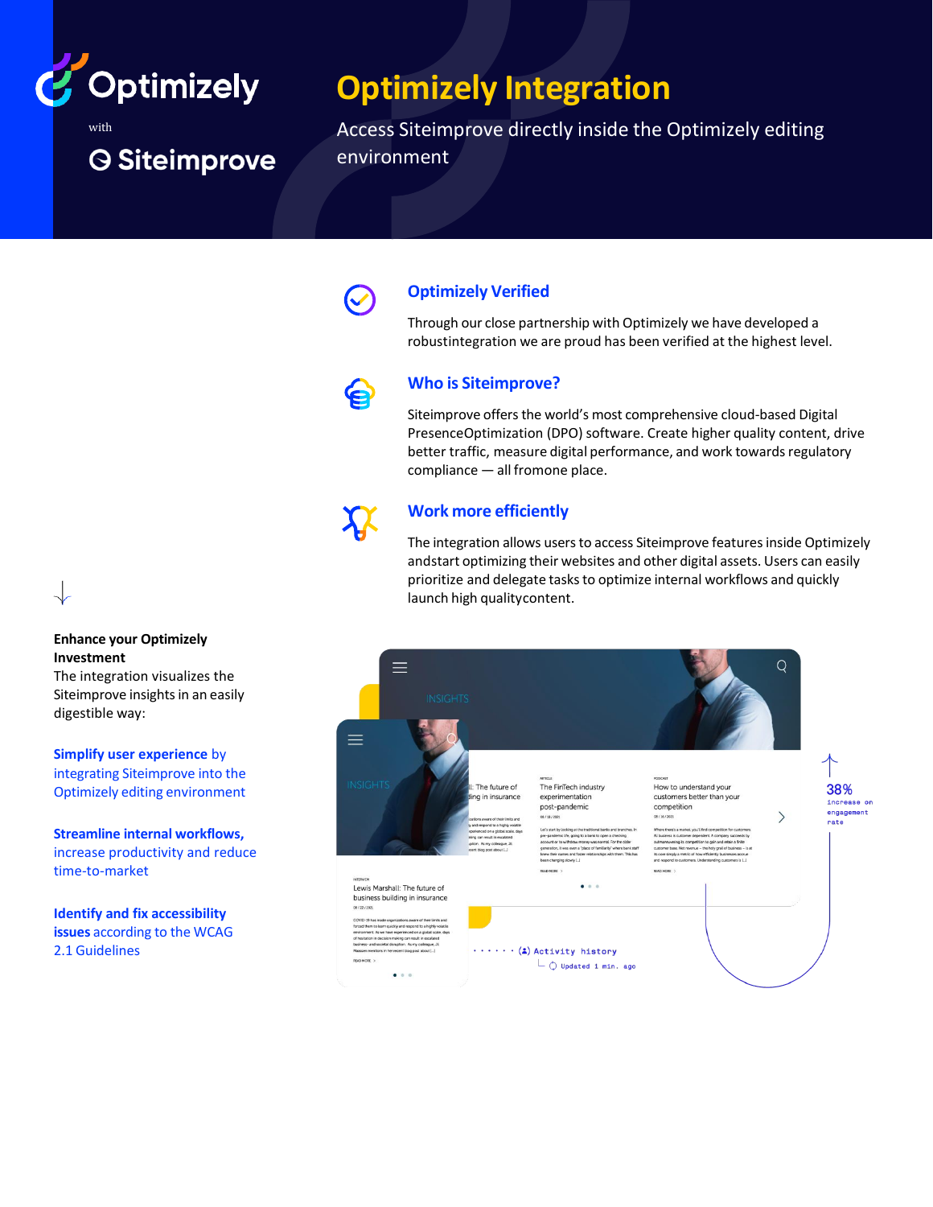Optimizely with Siteimprove

# Optimizely Integration

Access Siteimprove directly inside the Optimizely editing environment

### Optimizely Verified

Through our close partnership with Optimizely we have developed a robustintegration we are proud has been verified at the highest level.

### Who is Siteimprove?

Siteimprove offers the world's most comprehensive cloud-based Digital PresenceOptimization (DPO) software. Create higher quality content, drive better traffic, measure digital performance, and work towards regulatory compliance — all fromone place.

### Work more efficiently

The integration allows users to access Siteimprove features inside Optimizely andstart optimizing their websites and other digital assets. Users can easily prioritize and delegate tasks to optimize internal workflows and quickly launch high qualitycontent.

**Enhance your Optimizely Investment**
The integration visualizes the Siteimprove insights in an easily digestible way:

**Simplify user experience** by integrating Siteimprove into the Optimizely editing environment

**Streamline internal workflows,** increase productivity and reduce time-to-market

**Identify and fix accessibility issues** according to the WCAG 2.1 Guidelines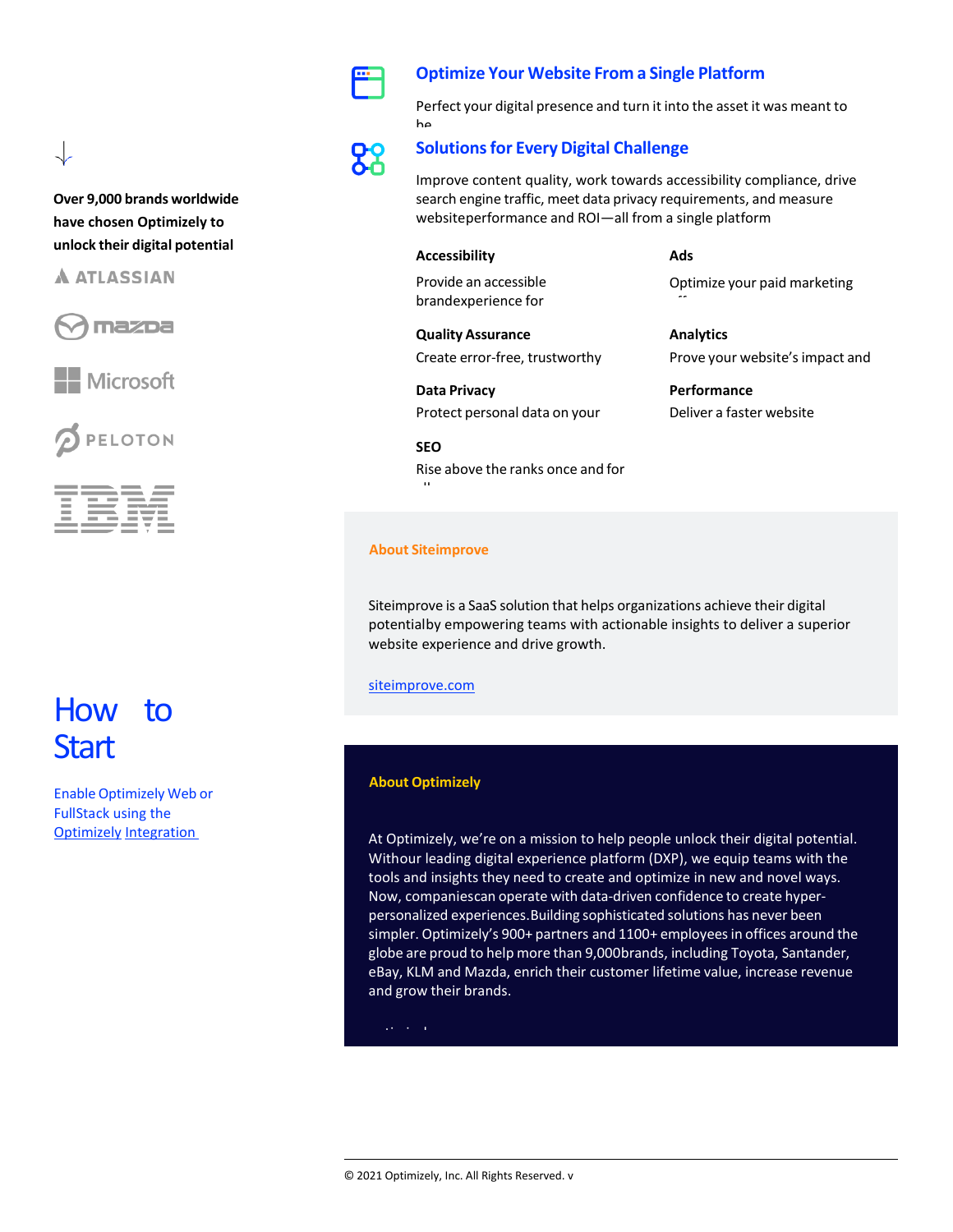Over 9,000 brands worldwide have chosen Optimizely to unlock their digital potential

ATLASSIAN

mazda

Microsoft

PELOTON

IBM

## How to Start

Enable Optimizely Web or FullStack using the Optimizely Integration

## Optimize Your Website From a Single Platform

Perfect your digital presence and turn it into the asset it was meant to be

## Solutions for Every Digital Challenge

Improve content quality, work towards accessibility compliance, drive search engine traffic, meet data privacy requirements, and measure websiteperformance and ROI—all from a single platform

**Accessibility**

Provide an accessible brandexperience for

**Ads**

Optimize your paid marketing

**Quality Assurance**

Create error-free, trustworthy

**Analytics**

Prove your website's impact and

**Data Privacy**

Protect personal data on your

**Performance**

Deliver a faster website

**SEO**

Rise above the ranks once and for all

### About Siteimprove

Siteimprove is a SaaS solution that helps organizations achieve their digital potentialby empowering teams with actionable insights to deliver a superior website experience and drive growth.

siteimprove.com

### About Optimizely

At Optimizely, we're on a mission to help people unlock their digital potential. Withour leading digital experience platform (DXP), we equip teams with the tools and insights they need to create and optimize in new and novel ways. Now, companiescan operate with data-driven confidence to create hyper-personalized experiences.Building sophisticated solutions has never been simpler. Optimizely's 900+ partners and 1100+ employees in offices around the globe are proud to help more than 9,000brands, including Toyota, Santander, eBay, KLM and Mazda, enrich their customer lifetime value, increase revenue and grow their brands.

© 2021 Optimizely, Inc. All Rights Reserved. v